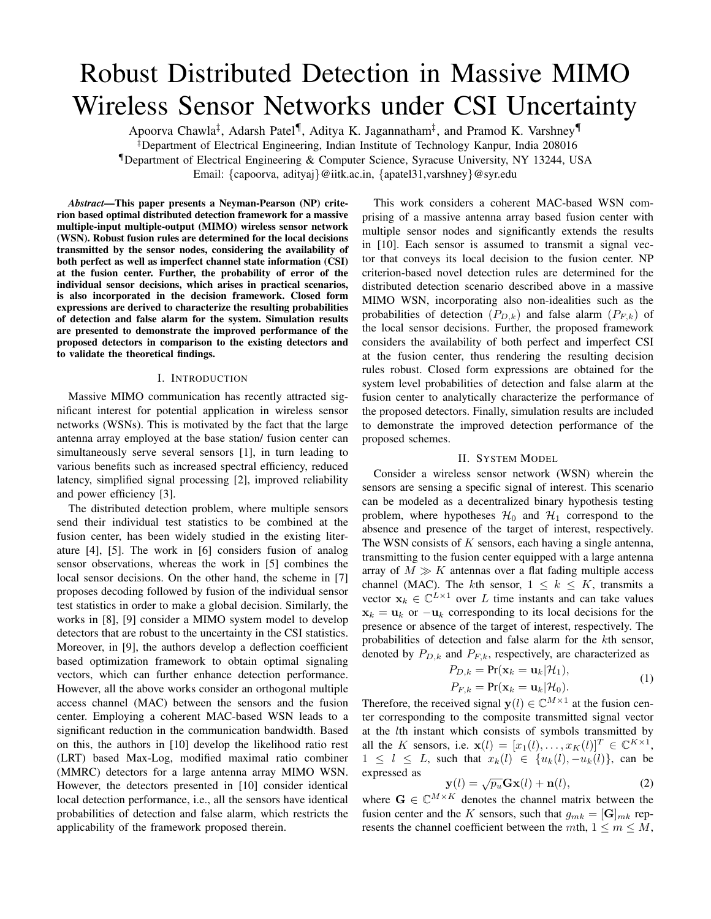# Robust Distributed Detection in Massive MIMO Wireless Sensor Networks under CSI Uncertainty

Apoorva Chawla[‡], Adarsh Patel[¶], Aditya K. Jagannatham[‡], and Pramod K. Varshney[¶]

[‡]Department of Electrical Engineering, Indian Institute of Technology Kanpur, India 208016

[¶]Department of Electrical Engineering & Computer Science, Syracuse University, NY 13244, USA

Email: {capoorva, adityaj}@iitk.ac.in, {apatel31,varshney}@syr.edu

***Abstract*—This paper presents a Neyman-Pearson (NP) criterion based optimal distributed detection framework for a massive multiple-input multiple-output (MIMO) wireless sensor network (WSN). Robust fusion rules are determined for the local decisions transmitted by the sensor nodes, considering the availability of both perfect as well as imperfect channel state information (CSI) at the fusion center. Further, the probability of error of the individual sensor decisions, which arises in practical scenarios, is also incorporated in the decision framework. Closed form expressions are derived to characterize the resulting probabilities of detection and false alarm for the system. Simulation results are presented to demonstrate the improved performance of the proposed detectors in comparison to the existing detectors and to validate the theoretical findings.**

## I. Introduction

Massive MIMO communication has recently attracted significant interest for potential application in wireless sensor networks (WSNs). This is motivated by the fact that the large antenna array employed at the base station/ fusion center can simultaneously serve several sensors [1], in turn leading to various benefits such as increased spectral efficiency, reduced latency, simplified signal processing [2], improved reliability and power efficiency [3].

The distributed detection problem, where multiple sensors send their individual test statistics to be combined at the fusion center, has been widely studied in the existing literature [4], [5]. The work in [6] considers fusion of analog sensor observations, whereas the work in [5] combines the local sensor decisions. On the other hand, the scheme in [7] proposes decoding followed by fusion of the individual sensor test statistics in order to make a global decision. Similarly, the works in [8], [9] consider a MIMO system model to develop detectors that are robust to the uncertainty in the CSI statistics. Moreover, in [9], the authors develop a deflection coefficient based optimization framework to obtain optimal signaling vectors, which can further enhance detection performance. However, all the above works consider an orthogonal multiple access channel (MAC) between the sensors and the fusion center. Employing a coherent MAC-based WSN leads to a significant reduction in the communication bandwidth. Based on this, the authors in [10] develop the likelihood ratio rest (LRT) based Max-Log, modified maximal ratio combiner (MMRC) detectors for a large antenna array MIMO WSN. However, the detectors presented in [10] consider identical local detection performance, i.e., all the sensors have identical probabilities of detection and false alarm, which restricts the applicability of the framework proposed therein.

This work considers a coherent MAC-based WSN comprising of a massive antenna array based fusion center with multiple sensor nodes and significantly extends the results in [10]. Each sensor is assumed to transmit a signal vector that conveys its local decision to the fusion center. NP criterion-based novel detection rules are determined for the distributed detection scenario described above in a massive MIMO WSN, incorporating also non-idealities such as the probabilities of detection ($P_{D,k}$) and false alarm ($P_{F,k}$) of the local sensor decisions. Further, the proposed framework considers the availability of both perfect and imperfect CSI at the fusion center, thus rendering the resulting decision rules robust. Closed form expressions are obtained for the system level probabilities of detection and false alarm at the fusion center to analytically characterize the performance of the proposed detectors. Finally, simulation results are included to demonstrate the improved detection performance of the proposed schemes.

## II. System Model

Consider a wireless sensor network (WSN) wherein the sensors are sensing a specific signal of interest. This scenario can be modeled as a decentralized binary hypothesis testing problem, where hypotheses $\mathcal{H}_0$ and $\mathcal{H}_1$ correspond to the absence and presence of the target of interest, respectively. The WSN consists of $K$ sensors, each having a single antenna, transmitting to the fusion center equipped with a large antenna array of $M \gg K$ antennas over a flat fading multiple access channel (MAC). The $k$th sensor, $1 \leq k \leq K$, transmits a vector $\mathbf{x}_k \in \mathbb{C}^{L\times 1}$ over $L$ time instants and can take values $\mathbf{x}_k = \mathbf{u}_k$ or $-\mathbf{u}_k$ corresponding to its local decisions for the presence or absence of the target of interest, respectively. The probabilities of detection and false alarm for the $k$th sensor, denoted by $P_{D,k}$ and $P_{F,k}$, respectively, are characterized as

$$
\begin{aligned}
P_{D,k} &= \Pr(\mathbf{x}_k = \mathbf{u}_k|\mathcal{H}_1), \\
P_{F,k} &= \Pr(\mathbf{x}_k = \mathbf{u}_k|\mathcal{H}_0).
\end{aligned}
\tag{1}
$$

Therefore, the received signal $\mathbf{y}(l) \in \mathbb{C}^{M\times 1}$ at the fusion center corresponding to the composite transmitted signal vector at the $l$th instant which consists of symbols transmitted by all the $K$ sensors, i.e. $\mathbf{x}(l) = [x_1(l), \ldots, x_K(l)]^T \in \mathbb{C}^{K\times 1}$, $1 \leq l \leq L$, such that $x_k(l) \in \{u_k(l), -u_k(l)\}$, can be expressed as

$$
\mathbf{y}(l) = \sqrt{p_u}\mathbf{G}\mathbf{x}(l) + \mathbf{n}(l), \tag{2}
$$

where $\mathbf{G} \in \mathbb{C}^{M\times K}$ denotes the channel matrix between the fusion center and the $K$ sensors, such that $g_{mk} = [\mathbf{G}]_{mk}$ represents the channel coefficient between the $m$th, $1 \leq m \leq M$,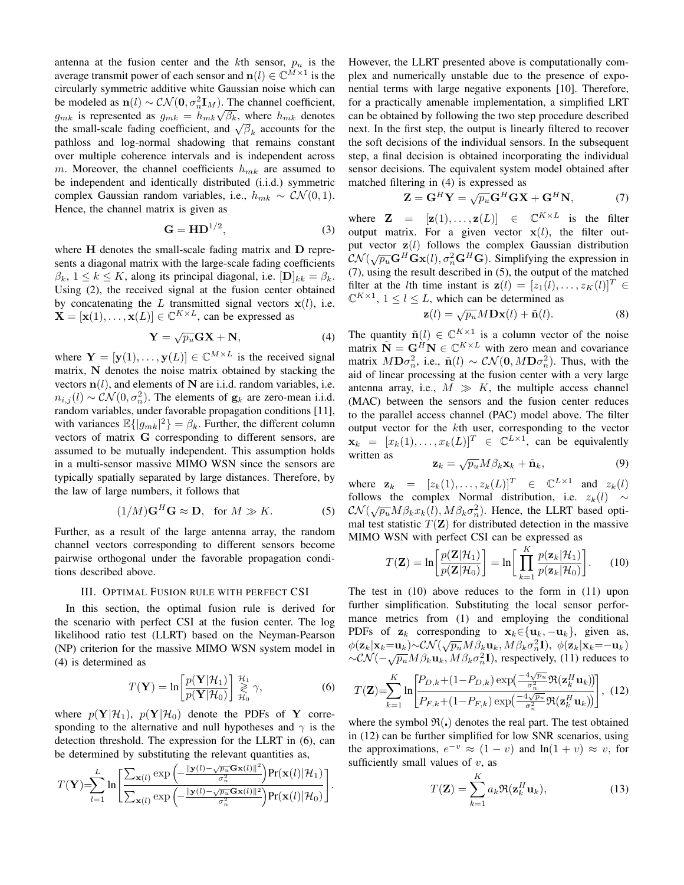antenna at the fusion center and the $k$th sensor, $p_u$ is the average transmit power of each sensor and $\mathbf{n}(l) \in \mathbb{C}^{M\times 1}$ is the circularly symmetric additive white Gaussian noise which can be modeled as $\mathbf{n}(l) \sim \mathcal{CN}(\mathbf{0}, \sigma_n^2 \mathbf{I}_M)$. The channel coefficient, $g_{mk}$ is represented as $g_{mk} = h_{mk}\sqrt{\beta_k}$, where $h_{mk}$ denotes the small-scale fading coefficient, and $\sqrt{\beta}_k$ accounts for the pathloss and log-normal shadowing that remains constant over multiple coherence intervals and is independent across $m$. Moreover, the channel coefficients $h_{mk}$ are assumed to be independent and identically distributed (i.i.d.) symmetric complex Gaussian random variables, i.e., $h_{mk} \sim \mathcal{CN}(0, 1)$. Hence, the channel matrix is given as

$$\mathbf{G} = \mathbf{H}\mathbf{D}^{1/2}, \tag{3}$$

where $\mathbf{H}$ denotes the small-scale fading matrix and $\mathbf{D}$ represents a diagonal matrix with the large-scale fading coefficients $\beta_k$, $1 \leq k \leq K$, along its principal diagonal, i.e. $[\mathbf{D}]_{kk} = \beta_k$. Using (2), the received signal at the fusion center obtained by concatenating the $L$ transmitted signal vectors $\mathbf{x}(l)$, i.e. $\mathbf{X} = [\mathbf{x}(1), \ldots, \mathbf{x}(L)] \in \mathbb{C}^{K\times L}$, can be expressed as

$$\mathbf{Y} = \sqrt{p_u}\mathbf{G}\mathbf{X} + \mathbf{N}, \tag{4}$$

where $\mathbf{Y} = [\mathbf{y}(1), \ldots, \mathbf{y}(L)] \in \mathbb{C}^{M\times L}$ is the received signal matrix, $\mathbf{N}$ denotes the noise matrix obtained by stacking the vectors $\mathbf{n}(l)$, and elements of $\mathbf{N}$ are i.i.d. random variables, i.e. $n_{i,j}(l) \sim \mathcal{CN}(0, \sigma_n^2)$. The elements of $\mathbf{g}_k$ are zero-mean i.i.d. random variables, under favorable propagation conditions [11], with variances $\mathbb{E}\{|g_{mk}|^2\} = \beta_k$. Further, the different column vectors of matrix $\mathbf{G}$ corresponding to different sensors, are assumed to be mutually independent. This assumption holds in a multi-sensor massive MIMO WSN since the sensors are typically spatially separated by large distances. Therefore, by the law of large numbers, it follows that

$$(1/M)\mathbf{G}^H\mathbf{G} \approx \mathbf{D}, \quad \text{for } M \gg K. \tag{5}$$

Further, as a result of the large antenna array, the random channel vectors corresponding to different sensors become pairwise orthogonal under the favorable propagation conditions described above.

## III. Optimal Fusion rule with perfect CSI

In this section, the optimal fusion rule is derived for the scenario with perfect CSI at the fusion center. The log likelihood ratio test (LLRT) based on the Neyman-Pearson (NP) criterion for the massive MIMO WSN system model in (4) is determined as

$$T(\mathbf{Y}) = \ln\left[\frac{p(\mathbf{Y}|\mathcal{H}_1)}{p(\mathbf{Y}|\mathcal{H}_0)}\right] \underset{\mathcal{H}_0}{\overset{\mathcal{H}_1}{\gtrless}} \gamma, \tag{6}$$

where $p(\mathbf{Y}|\mathcal{H}_1)$, $p(\mathbf{Y}|\mathcal{H}_0)$ denote the PDFs of $\mathbf{Y}$ corresponding to the alternative and null hypotheses and $\gamma$ is the detection threshold. The expression for the LLRT in (6), can be determined by substituting the relevant quantities as,

$$T(\mathbf{Y}) = \sum_{l=1}^{L} \ln\left[\frac{\sum_{\mathbf{x}(l)} \exp\left(-\frac{\|\mathbf{y}(l)-\sqrt{p_u}\mathbf{G}\mathbf{x}(l)\|^2}{\sigma_n^2}\right)\Pr(\mathbf{x}(l)|\mathcal{H}_1)}{\sum_{\mathbf{x}(l)} \exp\left(-\frac{\|\mathbf{y}(l)-\sqrt{p_u}\mathbf{G}\mathbf{x}(l)\|^2}{\sigma_n^2}\right)\Pr(\mathbf{x}(l)|\mathcal{H}_0)}\right].$$

However, the LLRT presented above is computationally complex and numerically unstable due to the presence of exponential terms with large negative exponents [10]. Therefore, for a practically amenable implementation, a simplified LRT can be obtained by following the two step procedure described next. In the first step, the output is linearly filtered to recover the soft decisions of the individual sensors. In the subsequent step, a final decision is obtained incorporating the individual sensor decisions. The equivalent system model obtained after matched filtering in (4) is expressed as

$$\mathbf{Z} = \mathbf{G}^H\mathbf{Y} = \sqrt{p_u}\mathbf{G}^H\mathbf{G}\mathbf{X} + \mathbf{G}^H\mathbf{N}, \tag{7}$$

where $\mathbf{Z} = [\mathbf{z}(1), \ldots, \mathbf{z}(L)] \in \mathbb{C}^{K\times L}$ is the filter output matrix. For a given vector $\mathbf{x}(l)$, the filter output vector $\mathbf{z}(l)$ follows the complex Gaussian distribution $\mathcal{CN}(\sqrt{p_u}\mathbf{G}^H\mathbf{G}\mathbf{x}(l), \sigma_n^2\mathbf{G}^H\mathbf{G})$. Simplifying the expression in (7), using the result described in (5), the output of the matched filter at the $l$th time instant is $\mathbf{z}(l) = [z_1(l), \ldots, z_K(l)]^T \in \mathbb{C}^{K\times 1}$, $1 \leq l \leq L$, which can be determined as

$$\mathbf{z}(l) = \sqrt{p_u}M\mathbf{D}\mathbf{x}(l) + \tilde{\mathbf{n}}(l). \tag{8}$$

The quantity $\tilde{\mathbf{n}}(l) \in \mathbb{C}^{K\times 1}$ is a column vector of the noise matrix $\tilde{\mathbf{N}} = \mathbf{G}^H\mathbf{N} \in \mathbb{C}^{K\times L}$ with zero mean and covariance matrix $M\mathbf{D}\sigma_n^2$, i.e., $\tilde{\mathbf{n}}(l) \sim \mathcal{CN}(\mathbf{0}, M\mathbf{D}\sigma_n^2)$. Thus, with the aid of linear processing at the fusion center with a very large antenna array, i.e., $M \gg K$, the multiple access channel (MAC) between the sensors and the fusion center reduces to the parallel access channel (PAC) model above. The filter output vector for the $k$th user, corresponding to the vector $\mathbf{x}_k = [x_k(1), \ldots, x_k(L)]^T \in \mathbb{C}^{L\times 1}$, can be equivalently written as

$$\mathbf{z}_k = \sqrt{p_u}M\beta_k\mathbf{x}_k + \tilde{\mathbf{n}}_k, \tag{9}$$

where $\mathbf{z}_k = [z_k(1), \ldots, z_k(L)]^T \in \mathbb{C}^{L\times 1}$ and $z_k(l)$ follows the complex Normal distribution, i.e. $z_k(l) \sim \mathcal{CN}(\sqrt{p_u}M\beta_k x_k(l), M\beta_k\sigma_n^2)$. Hence, the LLRT based optimal test statistic $T(\mathbf{Z})$ for distributed detection in the massive MIMO WSN with perfect CSI can be expressed as

$$T(\mathbf{Z}) = \ln\left[\frac{p(\mathbf{Z}|\mathcal{H}_1)}{p(\mathbf{Z}|\mathcal{H}_0)}\right] = \ln\left[\prod_{k=1}^{K}\frac{p(\mathbf{z}_k|\mathcal{H}_1)}{p(\mathbf{z}_k|\mathcal{H}_0)}\right]. \tag{10}$$

The test in (10) above reduces to the form in (11) upon further simplification. Substituting the local sensor performance metrics from (1) and employing the conditional PDFs of $\mathbf{z}_k$ corresponding to $\mathbf{x}_k \in \{\mathbf{u}_k, -\mathbf{u}_k\}$, given as, $\phi(\mathbf{z}_k|\mathbf{x}_k = \mathbf{u}_k) \sim \mathcal{CN}(\sqrt{p_u}M\beta_k\mathbf{u}_k, M\beta_k\sigma_n^2\mathbf{I})$, $\phi(\mathbf{z}_k|\mathbf{x}_k = -\mathbf{u}_k) \sim \mathcal{CN}(-\sqrt{p_u}M\beta_k\mathbf{u}_k, M\beta_k\sigma_n^2\mathbf{I})$, respectively, (11) reduces to

$$T(\mathbf{Z}) = \sum_{k=1}^{K} \ln\left[\frac{P_{D,k} + (1-P_{D,k})\exp\left(\frac{-4\sqrt{p_u}}{\sigma_n^2}\Re(\mathbf{z}_k^H\mathbf{u}_k)\right)}{P_{F,k} + (1-P_{F,k})\exp\left(\frac{-4\sqrt{p_u}}{\sigma_n^2}\Re(\mathbf{z}_k^H\mathbf{u}_k)\right)}\right], \tag{12}$$

where the symbol $\Re(.)$ denotes the real part. The test obtained in (12) can be further simplified for low SNR scenarios, using the approximations, $e^{-v} \approx (1-v)$ and $\ln(1+v) \approx v$, for sufficiently small values of $v$, as

$$T(\mathbf{Z}) = \sum_{k=1}^{K} a_k\Re(\mathbf{z}_k^H\mathbf{u}_k), \tag{13}$$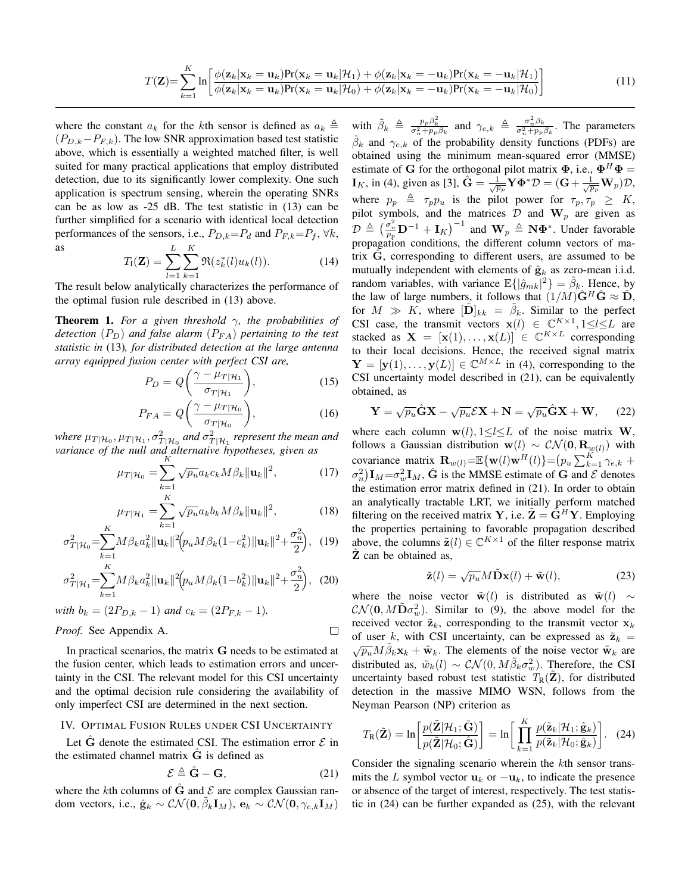$$T(\mathbf{Z})=\sum_{k=1}^{K}\ln\left[\frac{\phi(\mathbf{z}_k|\mathbf{x}_k=\mathbf{u}_k)\Pr(\mathbf{x}_k=\mathbf{u}_k|\mathcal{H}_1)+\phi(\mathbf{z}_k|\mathbf{x}_k=-\mathbf{u}_k)\Pr(\mathbf{x}_k=-\mathbf{u}_k|\mathcal{H}_1)}{\phi(\mathbf{z}_k|\mathbf{x}_k=\mathbf{u}_k)\Pr(\mathbf{x}_k=\mathbf{u}_k|\mathcal{H}_0)+\phi(\mathbf{z}_k|\mathbf{x}_k=-\mathbf{u}_k)\Pr(\mathbf{x}_k=-\mathbf{u}_k|\mathcal{H}_0)}\right] \tag{11}$$

where the constant $a_k$ for the $k$th sensor is defined as $a_k \triangleq (P_{D,k}-P_{F,k})$. The low SNR approximation based test statistic above, which is essentially a weighted matched filter, is well suited for many practical applications that employ distributed detection, due to its significantly lower complexity. One such application is spectrum sensing, wherein the operating SNRs can be as low as -25 dB. The test statistic in (13) can be further simplified for a scenario with identical local detection performances of the sensors, i.e., $P_{D,k}=P_d$ and $P_{F,k}=P_f$, $\forall k$, as

$$T_{\text{I}}(\mathbf{Z}) = \sum_{l=1}^{L}\sum_{k=1}^{K}\Re(z_k^*(l)u_k(l)). \tag{14}$$

The result below analytically characterizes the performance of the optimal fusion rule described in (13) above.

**Theorem 1.** *For a given threshold $\gamma$, the probabilities of detection ($P_D$) and false alarm ($P_{FA}$) pertaining to the test statistic in* (13)*, for distributed detection at the large antenna array equipped fusion center with perfect CSI are,*

$$P_D = Q\left(\frac{\gamma-\mu_{T|\mathcal{H}_1}}{\sigma_{T|\mathcal{H}_1}}\right), \tag{15}$$

$$P_{FA} = Q\left(\frac{\gamma-\mu_{T|\mathcal{H}_0}}{\sigma_{T|\mathcal{H}_0}}\right), \tag{16}$$

*where $\mu_{T|\mathcal{H}_0}, \mu_{T|\mathcal{H}_1}, \sigma^2_{T|\mathcal{H}_0}$ and $\sigma^2_{T|\mathcal{H}_1}$ represent the mean and variance of the null and alternative hypotheses, given as*

$$\mu_{T|\mathcal{H}_0} = \sum_{k=1}^{K}\sqrt{p_u}a_k c_k M\beta_k\|\mathbf{u}_k\|^2, \tag{17}$$

$$\mu_{T|\mathcal{H}_1} = \sum_{k=1}^{K}\sqrt{p_u}a_k b_k M\beta_k\|\mathbf{u}_k\|^2, \tag{18}$$

$$\sigma^2_{T|\mathcal{H}_0}=\sum_{k=1}^{K}M\beta_k a_k^2\|\mathbf{u}_k\|^2\Big(p_u M\beta_k(1-c_k^2)\|\mathbf{u}_k\|^2+\frac{\sigma_n^2}{2}\Big), \tag{19}$$

$$\sigma^2_{T|\mathcal{H}_1}=\sum_{k=1}^{K}M\beta_k a_k^2\|\mathbf{u}_k\|^2\Big(p_u M\beta_k(1-b_k^2)\|\mathbf{u}_k\|^2+\frac{\sigma_n^2}{2}\Big), \tag{20}$$

*with $b_k=(2P_{D,k}-1)$ and $c_k=(2P_{F,k}-1)$.*

*Proof.* See Appendix A. □

In practical scenarios, the matrix $\mathbf{G}$ needs to be estimated at the fusion center, which leads to estimation errors and uncertainty in the CSI. The relevant model for this CSI uncertainty and the optimal decision rule considering the availability of only imperfect CSI are determined in the next section.

## IV. Optimal Fusion Rules under CSI Uncertainty

Let $\hat{\mathbf{G}}$ denote the estimated CSI. The estimation error $\mathcal{E}$ in the estimated channel matrix $\hat{\mathbf{G}}$ is defined as

$$\mathcal{E} \triangleq \hat{\mathbf{G}} - \mathbf{G}, \tag{21}$$

where the $k$th columns of $\hat{\mathbf{G}}$ and $\mathcal{E}$ are complex Gaussian random vectors, i.e., $\hat{\mathbf{g}}_k \sim \mathcal{CN}(\mathbf{0},\tilde{\beta}_k\mathbf{I}_M)$, $\mathbf{e}_k \sim \mathcal{CN}(\mathbf{0},\gamma_{e,k}\mathbf{I}_M)$ with $\tilde{\beta}_k \triangleq \frac{p_p\beta_k^2}{\sigma_n^2+p_p\beta_k}$ and $\gamma_{e,k} \triangleq \frac{\sigma_n^2\beta_k}{\sigma_n^2+p_p\beta_k}$. The parameters $\tilde{\beta}_k$ and $\gamma_{e,k}$ of the probability density functions (PDFs) are obtained using the minimum mean-squared error (MMSE) estimate of $\mathbf{G}$ for the orthogonal pilot matrix $\mathbf{\Phi}$, i.e., $\mathbf{\Phi}^H\mathbf{\Phi}=\mathbf{I}_K$, in (4), given as [3], $\hat{\mathbf{G}}=\frac{1}{\sqrt{p_p}}\mathbf{Y}\mathbf{\Phi}^*\mathcal{D}=(\mathbf{G}+\frac{1}{\sqrt{p_p}}\mathbf{W}_p)\mathcal{D}$, where $p_p \triangleq \tau_p p_u$ is the pilot power for $\tau_p, \tau_p \geq K$, pilot symbols, and the matrices $\mathcal{D}$ and $\mathbf{W}_p$ are given as $\mathcal{D} \triangleq \left(\frac{\sigma_n^2}{p_p}\mathbf{D}^{-1}+\mathbf{I}_K\right)^{-1}$ and $\mathbf{W}_p \triangleq \mathbf{N}\mathbf{\Phi}^*$. Under favorable propagation conditions, the different column vectors of matrix $\hat{\mathbf{G}}$, corresponding to different users, are assumed to be mutually independent with elements of $\hat{\mathbf{g}}_k$ as zero-mean i.i.d. random variables, with variance $\mathbb{E}\{|\hat{g}_{mk}|^2\}=\tilde{\beta}_k$. Hence, by the law of large numbers, it follows that $(1/M)\hat{\mathbf{G}}^H\hat{\mathbf{G}} \approx \tilde{\mathbf{D}}$, for $M \gg K$, where $[\tilde{\mathbf{D}}]_{kk}=\tilde{\beta}_k$. Similar to the perfect CSI case, the transmit vectors $\mathbf{x}(l) \in \mathbb{C}^{K\times 1}, 1\leq l\leq L$ are stacked as $\mathbf{X}=[\mathbf{x}(1),\ldots,\mathbf{x}(L)] \in \mathbb{C}^{K\times L}$ corresponding to their local decisions. Hence, the received signal matrix $\mathbf{Y}=[\mathbf{y}(1),\ldots,\mathbf{y}(L)] \in \mathbb{C}^{M\times L}$ in (4), corresponding to the CSI uncertainty model described in (21), can be equivalently obtained, as

$$\mathbf{Y}=\sqrt{p_u}\hat{\mathbf{G}}\mathbf{X}-\sqrt{p_u}\mathcal{E}\mathbf{X}+\mathbf{N}=\sqrt{p_u}\hat{\mathbf{G}}\mathbf{X}+\mathbf{W}, \tag{22}$$

where each column $\mathbf{w}(l), 1\leq l\leq L$ of the noise matrix $\mathbf{W}$, follows a Gaussian distribution $\mathbf{w}(l) \sim \mathcal{CN}(\mathbf{0},\mathbf{R}_{w(l)})$ with covariance matrix $\mathbf{R}_{w(l)}=\mathbb{E}\{\mathbf{w}(l)\mathbf{w}^H(l)\}=\big(p_u\sum_{k=1}^{K}\gamma_{e,k}+\sigma_n^2\big)\mathbf{I}_M=\sigma_w^2\mathbf{I}_M$, $\hat{\mathbf{G}}$ is the MMSE estimate of $\mathbf{G}$ and $\mathcal{E}$ denotes the estimation error matrix defined in (21). In order to obtain an analytically tractable LRT, we initially perform matched filtering on the received matrix $\mathbf{Y}$, i.e. $\tilde{\mathbf{Z}}=\hat{\mathbf{G}}^H\mathbf{Y}$. Employing the properties pertaining to favorable propagation described above, the columns $\tilde{\mathbf{z}}(l) \in \mathbb{C}^{K\times 1}$ of the filter response matrix $\tilde{\mathbf{Z}}$ can be obtained as,

$$\tilde{\mathbf{z}}(l)=\sqrt{p_u}M\tilde{\mathbf{D}}\mathbf{x}(l)+\tilde{\mathbf{w}}(l), \tag{23}$$

where the noise vector $\tilde{\mathbf{w}}(l)$ is distributed as $\tilde{\mathbf{w}}(l) \sim \mathcal{CN}(\mathbf{0},M\tilde{\mathbf{D}}\sigma_w^2)$. Similar to (9), the above model for the received vector $\tilde{\mathbf{z}}_k$, corresponding to the transmit vector $\mathbf{x}_k$ of user $k$, with CSI uncertainty, can be expressed as $\tilde{\mathbf{z}}_k=\sqrt{p_u}M\tilde{\beta}_k\mathbf{x}_k+\tilde{\mathbf{w}}_k$. The elements of the noise vector $\tilde{\mathbf{w}}_k$ are distributed as, $\tilde{w}_k(l) \sim \mathcal{CN}(0,M\tilde{\beta}_k\sigma_w^2)$. Therefore, the CSI uncertainty based robust test statistic $T_{\text{R}}(\tilde{\mathbf{Z}})$, for distributed detection in the massive MIMO WSN, follows from the Neyman Pearson (NP) criterion as

$$T_{\text{R}}(\tilde{\mathbf{Z}})=\ln\left[\frac{p(\tilde{\mathbf{Z}}|\mathcal{H}_1;\hat{\mathbf{G}})}{p(\tilde{\mathbf{Z}}|\mathcal{H}_0;\hat{\mathbf{G}})}\right]=\ln\left[\prod_{k=1}^{K}\frac{p(\tilde{\mathbf{z}}_k|\mathcal{H}_1;\hat{\mathbf{g}}_k)}{p(\tilde{\mathbf{z}}_k|\mathcal{H}_0;\hat{\mathbf{g}}_k)}\right]. \tag{24}$$

Consider the signaling scenario wherein the $k$th sensor transmits the $L$ symbol vector $\mathbf{u}_k$ or $-\mathbf{u}_k$, to indicate the presence or absence of the target of interest, respectively. The test statistic in (24) can be further expanded as (25), with the relevant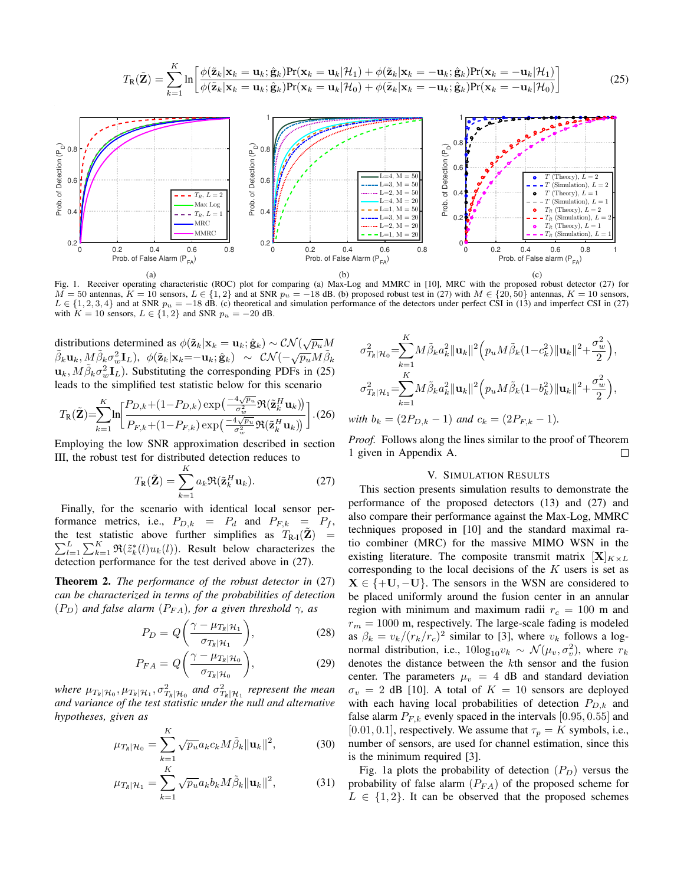$$T_{\rm R}(\tilde{\mathbf{Z}}) = \sum_{k=1}^{K} \ln\left[\frac{\phi(\tilde{\mathbf{z}}_k|\mathbf{x}_k=\mathbf{u}_k;\hat{\mathbf{g}}_k)\Pr(\mathbf{x}_k=\mathbf{u}_k|\mathcal{H}_1)+\phi(\tilde{\mathbf{z}}_k|\mathbf{x}_k=-\mathbf{u}_k;\hat{\mathbf{g}}_k)\Pr(\mathbf{x}_k=-\mathbf{u}_k|\mathcal{H}_1)}{\phi(\tilde{\mathbf{z}}_k|\mathbf{x}_k=\mathbf{u}_k;\hat{\mathbf{g}}_k)\Pr(\mathbf{x}_k=\mathbf{u}_k|\mathcal{H}_0)+\phi(\tilde{\mathbf{z}}_k|\mathbf{x}_k=-\mathbf{u}_k;\hat{\mathbf{g}}_k)\Pr(\mathbf{x}_k=-\mathbf{u}_k|\mathcal{H}_0)}\right] \quad (25)$$

Fig. 1. Receiver operating characteristic (ROC) plot for comparing (a) Max-Log and MMRC in [10], MRC with the proposed robust detector (27) for $M = 50$ antennas, $K = 10$ sensors, $L \in \{1, 2\}$ and at SNR $p_u = -18$ dB. (b) proposed robust test in (27) with $M \in \{20, 50\}$ antennas, $K = 10$ sensors, $L \in \{1, 2, 3, 4\}$ and at SNR $p_u = -18$ dB. (c) theoretical and simulation performance of the detectors under perfect CSI in (13) and imperfect CSI in (27) with $K = 10$ sensors, $L \in \{1, 2\}$ and SNR $p_u = -20$ dB.

distributions determined as $\phi(\tilde{\mathbf{z}}_k|\mathbf{x}_k=\mathbf{u}_k;\hat{\mathbf{g}}_k) \sim \mathcal{CN}(\sqrt{p_u}M\tilde{\beta}_k\mathbf{u}_k, M\tilde{\beta}_k\sigma_w^2\mathbf{I}_L)$, $\phi(\tilde{\mathbf{z}}_k|\mathbf{x}_k=-\mathbf{u}_k;\hat{\mathbf{g}}_k) \sim \mathcal{CN}(-\sqrt{p_u}M\tilde{\beta}_k\mathbf{u}_k, M\tilde{\beta}_k\sigma_w^2\mathbf{I}_L)$. Substituting the corresponding PDFs in (25) leads to the simplified test statistic below for this scenario

$$T_{\rm R}(\tilde{\mathbf{Z}}) = \sum_{k=1}^{K}\ln\left[\frac{P_{D,k}+(1-P_{D,k})\exp\left(\frac{-4\sqrt{p_u}}{\sigma_w^2}\Re(\tilde{\mathbf{z}}_k^H\mathbf{u}_k)\right)}{P_{F,k}+(1-P_{F,k})\exp\left(\frac{-4\sqrt{p_u}}{\sigma_w^2}\Re(\tilde{\mathbf{z}}_k^H\mathbf{u}_k)\right)}\right]. \quad (26)$$

Employing the low SNR approximation described in section III, the robust test for distributed detection reduces to

$$T_{\rm R}(\tilde{\mathbf{Z}}) = \sum_{k=1}^{K} a_k\Re(\tilde{\mathbf{z}}_k^H\mathbf{u}_k). \quad (27)$$

Finally, for the scenario with identical local sensor performance metrics, i.e., $P_{D,k} = P_d$ and $P_{F,k} = P_f$, the test statistic above further simplifies as $T_{\text{R-I}}(\tilde{\mathbf{Z}}) = \sum_{l=1}^{L}\sum_{k=1}^{K}\Re(\tilde{z}_k^*(l)u_k(l))$. Result below characterizes the detection performance for the test derived above in (27).

**Theorem 2.** *The performance of the robust detector in* (27) *can be characterized in terms of the probabilities of detection* ($P_D$) *and false alarm* ($P_{FA}$), *for a given threshold* $\gamma$, *as*

$$P_D = Q\left(\frac{\gamma - \mu_{T_R|\mathcal{H}_1}}{\sigma_{T_R|\mathcal{H}_1}}\right), \quad (28)$$

$$P_{FA} = Q\left(\frac{\gamma - \mu_{T_R|\mathcal{H}_0}}{\sigma_{T_R|\mathcal{H}_0}}\right), \quad (29)$$

*where* $\mu_{T_R|\mathcal{H}_0}, \mu_{T_R|\mathcal{H}_1}, \sigma^2_{T_R|\mathcal{H}_0}$ *and* $\sigma^2_{T_R|\mathcal{H}_1}$ *represent the mean and variance of the test statistic under the null and alternative hypotheses, given as*

$$\mu_{T_R|\mathcal{H}_0} = \sum_{k=1}^{K}\sqrt{p_u}a_kc_kM\tilde{\beta}_k\|\mathbf{u}_k\|^2, \quad (30)$$

$$\mu_{T_R|\mathcal{H}_1} = \sum_{k=1}^{K}\sqrt{p_u}a_kb_kM\tilde{\beta}_k\|\mathbf{u}_k\|^2, \quad (31)$$

$$\sigma^2_{T_R|\mathcal{H}_0} = \sum_{k=1}^{K}M\tilde{\beta}_ka_k^2\|\mathbf{u}_k\|^2\left(p_uM\tilde{\beta}_k(1-c_k^2)\|\mathbf{u}_k\|^2+\frac{\sigma_w^2}{2}\right),$$

$$\sigma^2_{T_R|\mathcal{H}_1} = \sum_{k=1}^{K}M\tilde{\beta}_ka_k^2\|\mathbf{u}_k\|^2\left(p_uM\tilde{\beta}_k(1-b_k^2)\|\mathbf{u}_k\|^2+\frac{\sigma_w^2}{2}\right),$$

*with* $b_k = (2P_{D,k}-1)$ *and* $c_k = (2P_{F,k}-1)$.

*Proof.* Follows along the lines similar to the proof of Theorem 1 given in Appendix A. ☐

## V. Simulation Results

This section presents simulation results to demonstrate the performance of the proposed detectors (13) and (27) and also compare their performance against the Max-Log, MMRC techniques proposed in [10] and the standard maximal ratio combiner (MRC) for the massive MIMO WSN in the existing literature. The composite transmit matrix $[\mathbf{X}]_{K\times L}$ corresponding to the local decisions of the $K$ users is set as $\mathbf{X} \in \{+\mathbf{U}, -\mathbf{U}\}$. The sensors in the WSN are considered to be placed uniformly around the fusion center in an annular region with minimum and maximum radii $r_c = 100$ m and $r_m = 1000$ m, respectively. The large-scale fading is modeled as $\beta_k = v_k/(r_k/r_c)^2$ similar to [3], where $v_k$ follows a log-normal distribution, i.e., $10\log_{10}v_k \sim \mathcal{N}(\mu_v, \sigma_v^2)$, where $r_k$ denotes the distance between the $k$th sensor and the fusion center. The parameters $\mu_v = 4$ dB and standard deviation $\sigma_v = 2$ dB [10]. A total of $K = 10$ sensors are deployed with each having local probabilities of detection $P_{D,k}$ and false alarm $P_{F,k}$ evenly spaced in the intervals $[0.95, 0.55]$ and $[0.01, 0.1]$, respectively. We assume that $\tau_p = K$ symbols, i.e., number of sensors, are used for channel estimation, since this is the minimum required [3].

Fig. 1a plots the probability of detection ($P_D$) versus the probability of false alarm ($P_{FA}$) of the proposed scheme for $L \in \{1, 2\}$. It can be observed that the proposed schemes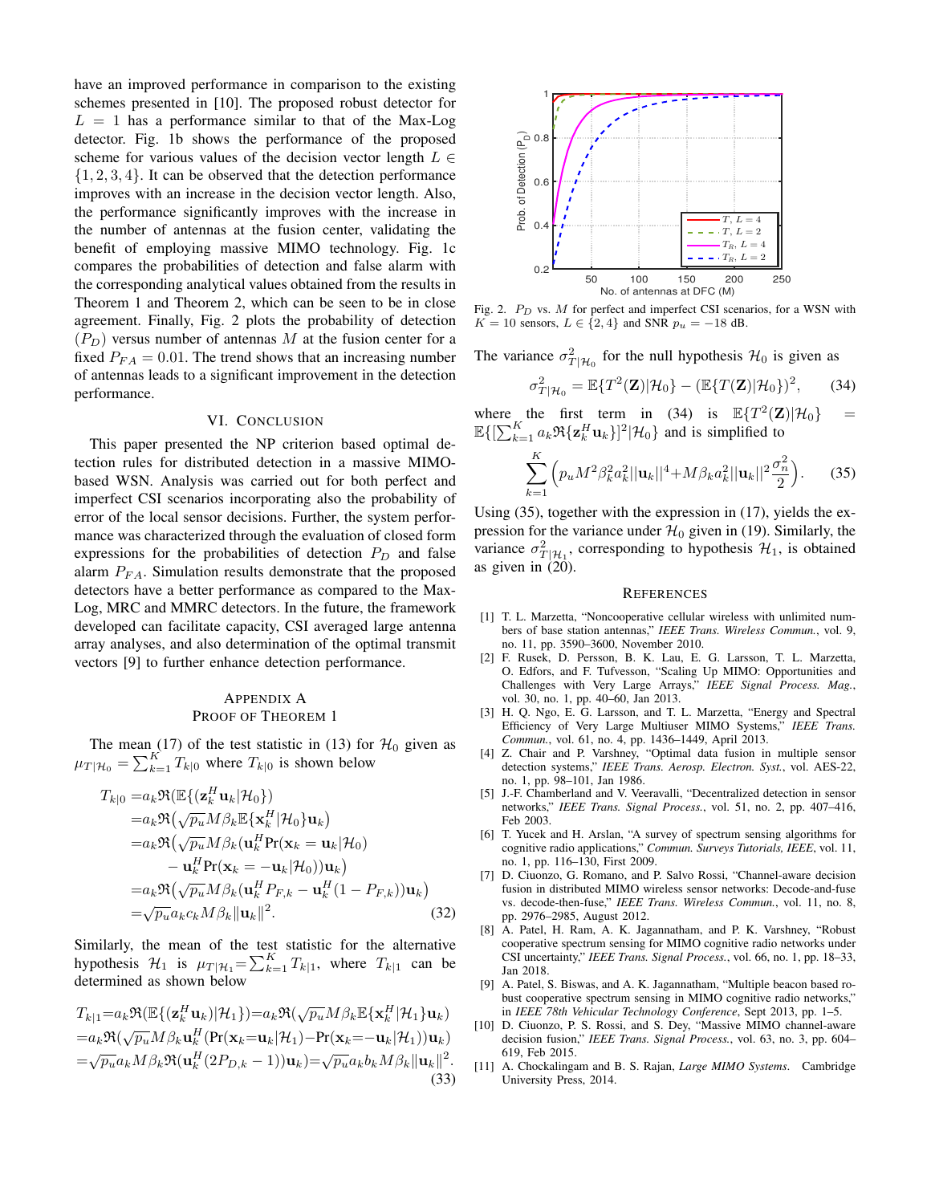have an improved performance in comparison to the existing schemes presented in [10]. The proposed robust detector for $L = 1$ has a performance similar to that of the Max-Log detector. Fig. 1b shows the performance of the proposed scheme for various values of the decision vector length $L \in \{1, 2, 3, 4\}$. It can be observed that the detection performance improves with an increase in the decision vector length. Also, the performance significantly improves with the increase in the number of antennas at the fusion center, validating the benefit of employing massive MIMO technology. Fig. 1c compares the probabilities of detection and false alarm with the corresponding analytical values obtained from the results in Theorem 1 and Theorem 2, which can be seen to be in close agreement. Finally, Fig. 2 plots the probability of detection $(P_D)$ versus number of antennas $M$ at the fusion center for a fixed $P_{FA} = 0.01$. The trend shows that an increasing number of antennas leads to a significant improvement in the detection performance.

## VI. Conclusion

This paper presented the NP criterion based optimal detection rules for distributed detection in a massive MIMO-based WSN. Analysis was carried out for both perfect and imperfect CSI scenarios incorporating also the probability of error of the local sensor decisions. Further, the system performance was characterized through the evaluation of closed form expressions for the probabilities of detection $P_D$ and false alarm $P_{FA}$. Simulation results demonstrate that the proposed detectors have a better performance as compared to the Max-Log, MRC and MMRC detectors. In the future, the framework developed can facilitate capacity, CSI averaged large antenna array analyses, and also determination of the optimal transmit vectors [9] to further enhance detection performance.

## Appendix A
## Proof of Theorem 1

The mean (17) of the test statistic in (13) for $\mathcal{H}_0$ given as $\mu_{T|\mathcal{H}_0} = \sum_{k=1}^{K} T_{k|0}$ where $T_{k|0}$ is shown below

$$
\begin{aligned}
T_{k|0} =& a_k \Re(\mathbb{E}\{(\mathbf{z}_k^H \mathbf{u}_k|\mathcal{H}_0\}) \\
=& a_k \Re\big(\sqrt{p_u} M \beta_k \mathbb{E}\{\mathbf{x}_k^H|\mathcal{H}_0\}\mathbf{u}_k\big) \\
=& a_k \Re\big(\sqrt{p_u} M \beta_k (\mathbf{u}_k^H \Pr(\mathbf{x}_k = \mathbf{u}_k|\mathcal{H}_0) \\
&- \mathbf{u}_k^H \Pr(\mathbf{x}_k = -\mathbf{u}_k|\mathcal{H}_0))\mathbf{u}_k\big) \\
=& a_k \Re\big(\sqrt{p_u} M \beta_k (\mathbf{u}_k^H P_{F,k} - \mathbf{u}_k^H (1 - P_{F,k}))\mathbf{u}_k\big) \\
=& \sqrt{p_u} a_k c_k M \beta_k \|\mathbf{u}_k\|^2. \qquad (32)
\end{aligned}
$$

Similarly, the mean of the test statistic for the alternative hypothesis $\mathcal{H}_1$ is $\mu_{T|\mathcal{H}_1} = \sum_{k=1}^{K} T_{k|1}$, where $T_{k|1}$ can be determined as shown below

$$
\begin{aligned}
T_{k|1} =& a_k \Re(\mathbb{E}\{(\mathbf{z}_k^H \mathbf{u}_k)|\mathcal{H}_1\}) = a_k \Re(\sqrt{p_u} M \beta_k \mathbb{E}\{\mathbf{x}_k^H|\mathcal{H}_1\}\mathbf{u}_k) \\
=& a_k \Re(\sqrt{p_u} M \beta_k \mathbf{u}_k^H (\Pr(\mathbf{x}_k = \mathbf{u}_k|\mathcal{H}_1) - \Pr(\mathbf{x}_k = -\mathbf{u}_k|\mathcal{H}_1))\mathbf{u}_k) \\
=& \sqrt{p_u} a_k M \beta_k \Re(\mathbf{u}_k^H (2P_{D,k} - 1))\mathbf{u}_k) = \sqrt{p_u} a_k b_k M \beta_k \|\mathbf{u}_k\|^2. \qquad (33)
\end{aligned}
$$

Prob. of Detection ($P_D$)
1
0.8
0.6
0.4
0.2
50 100 150 200 250
No. of antennas at DFC (M)
$T$, $L=4$
$T$, $L=2$
$T_R$, $L=4$
$T_R$, $L=2$

Fig. 2. $P_D$ vs. $M$ for perfect and imperfect CSI scenarios, for a WSN with $K = 10$ sensors, $L \in \{2, 4\}$ and SNR $p_u = -18$ dB.

The variance $\sigma^2_{T|\mathcal{H}_0}$ for the null hypothesis $\mathcal{H}_0$ is given as

$$
\sigma^2_{T|\mathcal{H}_0} = \mathbb{E}\{T^2(\mathbf{Z})|\mathcal{H}_0\} - (\mathbb{E}\{T(\mathbf{Z})|\mathcal{H}_0\})^2, \qquad (34)
$$

where the first term in (34) is $\mathbb{E}\{T^2(\mathbf{Z})|\mathcal{H}_0\} = \mathbb{E}\{[\sum_{k=1}^{K} a_k \Re\{\mathbf{z}_k^H \mathbf{u}_k\}]^2|\mathcal{H}_0\}$ and is simplified to

$$
\sum_{k=1}^{K} \Big(p_u M^2 \beta_k^2 a_k^2 ||\mathbf{u}_k||^4 + M \beta_k a_k^2 ||\mathbf{u}_k||^2 \frac{\sigma_n^2}{2}\Big). \qquad (35)
$$

Using (35), together with the expression in (17), yields the expression for the variance under $\mathcal{H}_0$ given in (19). Similarly, the variance $\sigma^2_{T|\mathcal{H}_1}$, corresponding to hypothesis $\mathcal{H}_1$, is obtained as given in (20).

## References

[1] T. L. Marzetta, "Noncooperative cellular wireless with unlimited numbers of base station antennas," *IEEE Trans. Wireless Commun.*, vol. 9, no. 11, pp. 3590–3600, November 2010.

[2] F. Rusek, D. Persson, B. K. Lau, E. G. Larsson, T. L. Marzetta, O. Edfors, and F. Tufvesson, "Scaling Up MIMO: Opportunities and Challenges with Very Large Arrays," *IEEE Signal Process. Mag.*, vol. 30, no. 1, pp. 40–60, Jan 2013.

[3] H. Q. Ngo, E. G. Larsson, and T. L. Marzetta, "Energy and Spectral Efficiency of Very Large Multiuser MIMO Systems," *IEEE Trans. Commun.*, vol. 61, no. 4, pp. 1436–1449, April 2013.

[4] Z. Chair and P. K. Varshney, "Optimal data fusion in multiple sensor detection systems," *IEEE Trans. Aerosp. Electron. Syst.*, vol. AES-22, no. 1, pp. 98–101, Jan 1986.

[5] J.-F. Chamberland and V. V. Veeravalli, "Decentralized detection in sensor networks," *IEEE Trans. Signal Process.*, vol. 51, no. 2, pp. 407–416, Feb 2003.

[6] T. Yucek and H. Arslan, "A survey of spectrum sensing algorithms for cognitive radio applications," *Commun. Surveys Tutorials, IEEE*, vol. 11, no. 1, pp. 116–130, First 2009.

[7] D. Ciuonzo, G. Romano, and P. Salvo Rossi, "Channel-aware decision fusion in distributed MIMO wireless sensor networks: Decode-and-fuse vs. decode-then-fuse," *IEEE Trans. Wireless Commun.*, vol. 11, no. 8, pp. 2976–2985, August 2012.

[8] A. Patel, H. Ram, A. K. Jagannatham, and P. K. Varshney, "Robust cooperative spectrum sensing for MIMO cognitive radio networks under CSI uncertainty," *IEEE Trans. Signal Process.*, vol. 66, no. 1, pp. 18–33, Jan 2018.

[9] A. Patel, S. Biswas, and A. K. Jagannatham, "Multiple beacon based robust cooperative spectrum sensing in MIMO cognitive radio networks," in *IEEE 78th Vehicular Technology Conference*, Sept 2013, pp. 1–5.

[10] D. Ciuonzo, P. S. Rossi, and S. Dey, "Massive MIMO channel-aware decision fusion," *IEEE Trans. Signal Process.*, vol. 63, no. 3, pp. 604–619, Feb 2015.

[11] A. Chockalingam and B. S. Rajan, *Large MIMO Systems*. Cambridge University Press, 2014.